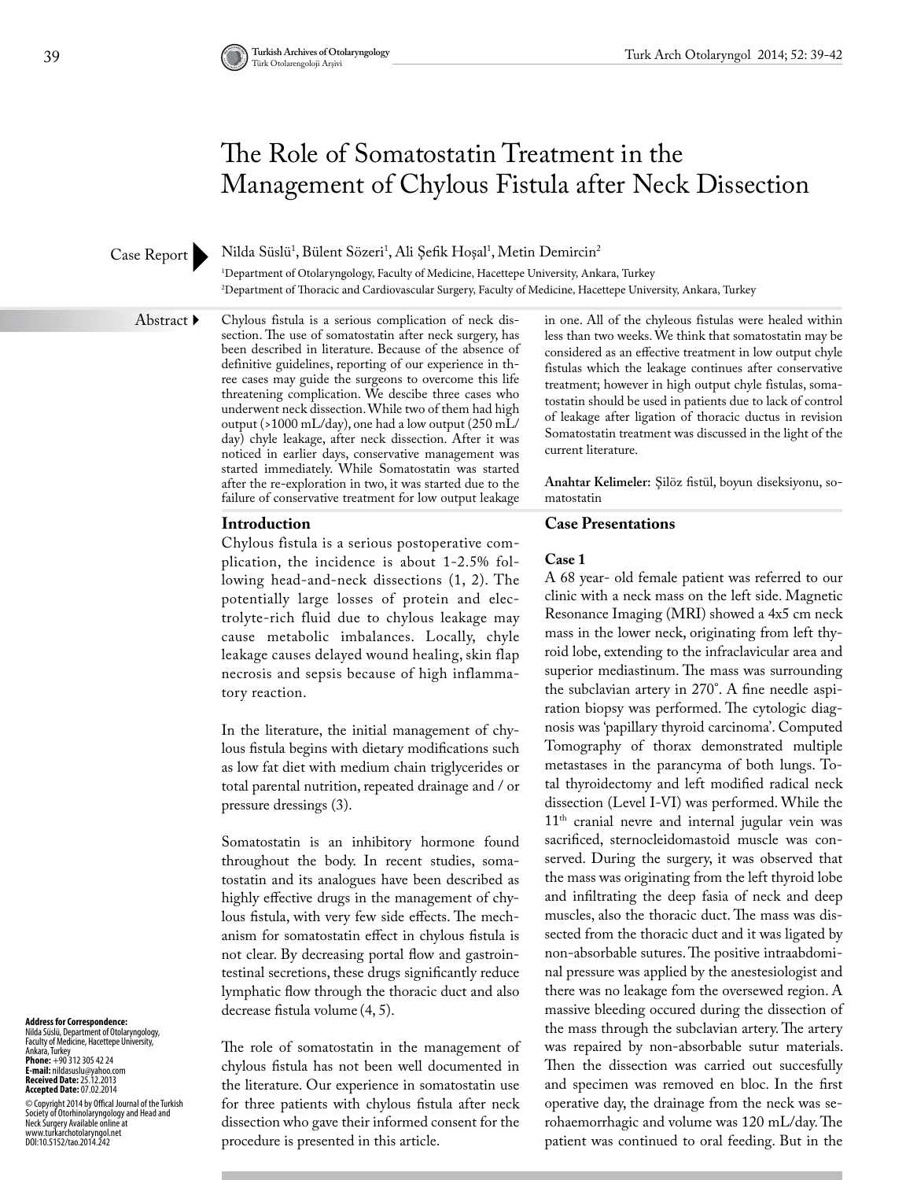Case Report

# The Role of Somatostatin Treatment in the Management of Chylous Fistula after Neck Dissection

Nilda Süslü[1], Bülent Sözeri[1], Ali Şefik Hoşal[1], Metin Demircin[2]

[1]Department of Otolaryngology, Faculty of Medicine, Hacettepe University, Ankara, Turkey
[2]Department of Thoracic and Cardiovascular Surgery, Faculty of Medicine, Hacettepe University, Ankara, Turkey

**Abstract** Chylous fistula is a serious complication of neck dissection. The use of somatostatin after neck surgery, has been described in literature. Because of the absence of definitive guidelines, reporting of our experience in three cases may guide the surgeons to overcome this life threatening complication. We descibe three cases who underwent neck dissection. While two of them had high output (>1000 mL/day), one had a low output (250 mL/day) chyle leakage, after neck dissection. After it was noticed in earlier days, conservative management was started immediately. While Somatostatin was started after the re-exploration in two, it was started due to the failure of conservative treatment for low output leakage in one. All of the chyleous fistulas were healed within less than two weeks. We think that somatostatin may be considered as an effective treatment in low output chyle fistulas which the leakage continues after conservative treatment; however in high output chyle fistulas, somatostatin should be used in patients due to lack of control of leakage after ligation of thoracic ductus in revision Somatostatin treatment was discussed in the light of the current literature.

**Anahtar Kelimeler:** Şilöz fistül, boyun diseksiyonu, somatostatin

## Introduction

Chylous fistula is a serious postoperative complication, the incidence is about 1-2.5% following head-and-neck dissections (1, 2). The potentially large losses of protein and electrolyte-rich fluid due to chylous leakage may cause metabolic imbalances. Locally, chyle leakage causes delayed wound healing, skin flap necrosis and sepsis because of high inflammatory reaction.

In the literature, the initial management of chylous fistula begins with dietary modifications such as low fat diet with medium chain triglycerides or total parental nutrition, repeated drainage and / or pressure dressings (3).

Somatostatin is an inhibitory hormone found throughout the body. In recent studies, somatostatin and its analogues have been described as highly effective drugs in the management of chylous fistula, with very few side effects. The mechanism for somatostatin effect in chylous fistula is not clear. By decreasing portal flow and gastrointestinal secretions, these drugs significantly reduce lymphatic flow through the thoracic duct and also decrease fistula volume (4, 5).

The role of somatostatin in the management of chylous fistula has not been well documented in the literature. Our experience in somatostatin use for three patients with chylous fistula after neck dissection who gave their informed consent for the procedure is presented in this article.

## Case Presentations

### Case 1

A 68 year- old female patient was referred to our clinic with a neck mass on the left side. Magnetic Resonance Imaging (MRI) showed a 4x5 cm neck mass in the lower neck, originating from left thyroid lobe, extending to the infraclavicular area and superior mediastinum. The mass was surrounding the subclavian artery in 270°. A fine needle aspiration biopsy was performed. The cytologic diagnosis was 'papillary thyroid carcinoma'. Computed Tomography of thorax demonstrated multiple metastases in the parancyma of both lungs. Total thyroidectomy and left modified radical neck dissection (Level I-VI) was performed. While the 11th cranial nevre and internal jugular vein was sacrificed, sternocleidomastoid muscle was conserved. During the surgery, it was observed that the mass was originating from the left thyroid lobe and infiltrating the deep fasia of neck and deep muscles, also the thoracic duct. The mass was dissected from the thoracic duct and it was ligated by non-absorbable sutures. The positive intraabdominal pressure was applied by the anestesiologist and there was no leakage fom the oversewed region. A massive bleeding occured during the dissection of the mass through the subclavian artery. The artery was repaired by non-absorbable sutur materials. Then the dissection was carried out succesfully and specimen was removed en bloc. In the first operative day, the drainage from the neck was serohaemorrhagic and volume was 120 mL/day. The patient was continued to oral feeding. But in the

**Address for Correspondence:**
Nilda Süslü, Department of Otolaryngology, Faculty of Medicine, Hacettepe University, Ankara, Turkey
**Phone:** +90 312 305 42 24
**E-mail:** nildasuslu@yahoo.com
**Received Date:** 25.12.2013
**Accepted Date:** 07.02.2014

© Copyright 2014 by Offical Journal of the Turkish Society of Otorhinolaryngology and Head and Neck Surgery Available online at www.turkarchotolaryngol.net
DOI:10.5152/tao.2014.242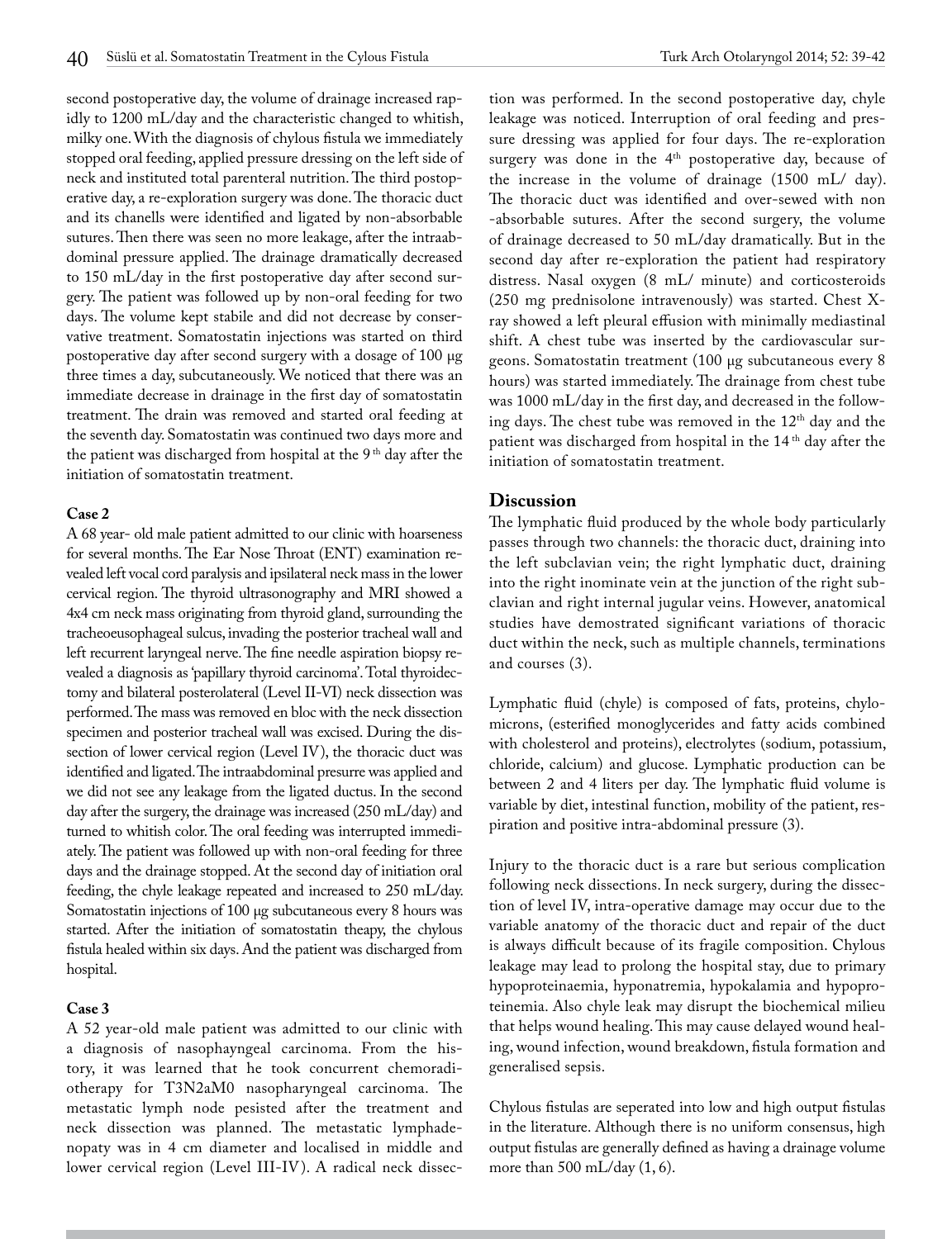second postoperative day, the volume of drainage increased rapidly to 1200 mL/day and the characteristic changed to whitish, milky one. With the diagnosis of chylous fistula we immediately stopped oral feeding, applied pressure dressing on the left side of neck and instituted total parenteral nutrition. The third postoperative day, a re-exploration surgery was done. The thoracic duct and its chanells were identified and ligated by non-absorbable sutures. Then there was seen no more leakage, after the intraabdominal pressure applied. The drainage dramatically decreased to 150 mL/day in the first postoperative day after second surgery. The patient was followed up by non-oral feeding for two days. The volume kept stabile and did not decrease by conservative treatment. Somatostatin injections was started on third postoperative day after second surgery with a dosage of 100 µg three times a day, subcutaneously. We noticed that there was an immediate decrease in drainage in the first day of somatostatin treatment. The drain was removed and started oral feeding at the seventh day. Somatostatin was continued two days more and the patient was discharged from hospital at the 9 th day after the initiation of somatostatin treatment.

**Case 2**

A 68 year- old male patient admitted to our clinic with hoarseness for several months. The Ear Nose Throat (ENT) examination revealed left vocal cord paralysis and ipsilateral neck mass in the lower cervical region. The thyroid ultrasonography and MRI showed a 4x4 cm neck mass originating from thyroid gland, surrounding the tracheoeusophageal sulcus, invading the posterior tracheal wall and left recurrent laryngeal nerve. The fine needle aspiration biopsy revealed a diagnosis as 'papillary thyroid carcinoma'. Total thyroidectomy and bilateral posterolateral (Level II-VI) neck dissection was performed. The mass was removed en bloc with the neck dissection specimen and posterior tracheal wall was excised. During the dissection of lower cervical region (Level IV), the thoracic duct was identified and ligated. The intraabdominal presurre was applied and we did not see any leakage from the ligated ductus. In the second day after the surgery, the drainage was increased (250 mL/day) and turned to whitish color. The oral feeding was interrupted immediately. The patient was followed up with non-oral feeding for three days and the drainage stopped. At the second day of initiation oral feeding, the chyle leakage repeated and increased to 250 mL/day. Somatostatin injections of 100 µg subcutaneous every 8 hours was started. After the initiation of somatostatin theapy, the chylous fistula healed within six days. And the patient was discharged from hospital.

**Case 3**

A 52 year-old male patient was admitted to our clinic with a diagnosis of nasophayngeal carcinoma. From the history, it was learned that he took concurrent chemoradiotherapy for T3N2aM0 nasopharyngeal carcinoma. The metastatic lymph node pesisted after the treatment and neck dissection was planned. The metastatic lymphadenopaty was in 4 cm diameter and localised in middle and lower cervical region (Level III-IV). A radical neck dissection was performed. In the second postoperative day, chyle leakage was noticed. Interruption of oral feeding and pressure dressing was applied for four days. The re-exploration surgery was done in the 4th postoperative day, because of the increase in the volume of drainage (1500 mL/ day). The thoracic duct was identified and over-sewed with non -absorbable sutures. After the second surgery, the volume of drainage decreased to 50 mL/day dramatically. But in the second day after re-exploration the patient had respiratory distress. Nasal oxygen (8 mL/ minute) and corticosteroids (250 mg prednisolone intravenously) was started. Chest X-ray showed a left pleural effusion with minimally mediastinal shift. A chest tube was inserted by the cardiovascular surgeons. Somatostatin treatment (100 µg subcutaneous every 8 hours) was started immediately. The drainage from chest tube was 1000 mL/day in the first day, and decreased in the following days. The chest tube was removed in the 12th day and the patient was discharged from hospital in the 14 th day after the initiation of somatostatin treatment.

## Discussion

The lymphatic fluid produced by the whole body particularly passes through two channels: the thoracic duct, draining into the left subclavian vein; the right lymphatic duct, draining into the right inominate vein at the junction of the right subclavian and right internal jugular veins. However, anatomical studies have demostrated significant variations of thoracic duct within the neck, such as multiple channels, terminations and courses (3).

Lymphatic fluid (chyle) is composed of fats, proteins, chylomicrons, (esterified monoglycerides and fatty acids combined with cholesterol and proteins), electrolytes (sodium, potassium, chloride, calcium) and glucose. Lymphatic production can be between 2 and 4 liters per day. The lymphatic fluid volume is variable by diet, intestinal function, mobility of the patient, respiration and positive intra-abdominal pressure (3).

Injury to the thoracic duct is a rare but serious complication following neck dissections. In neck surgery, during the dissection of level IV, intra-operative damage may occur due to the variable anatomy of the thoracic duct and repair of the duct is always difficult because of its fragile composition. Chylous leakage may lead to prolong the hospital stay, due to primary hypoproteinaemia, hyponatremia, hypokalamia and hypoproteinemia. Also chyle leak may disrupt the biochemical milieu that helps wound healing. This may cause delayed wound healing, wound infection, wound breakdown, fistula formation and generalised sepsis.

Chylous fistulas are seperated into low and high output fistulas in the literature. Although there is no uniform consensus, high output fistulas are generally defined as having a drainage volume more than 500 mL/day (1, 6).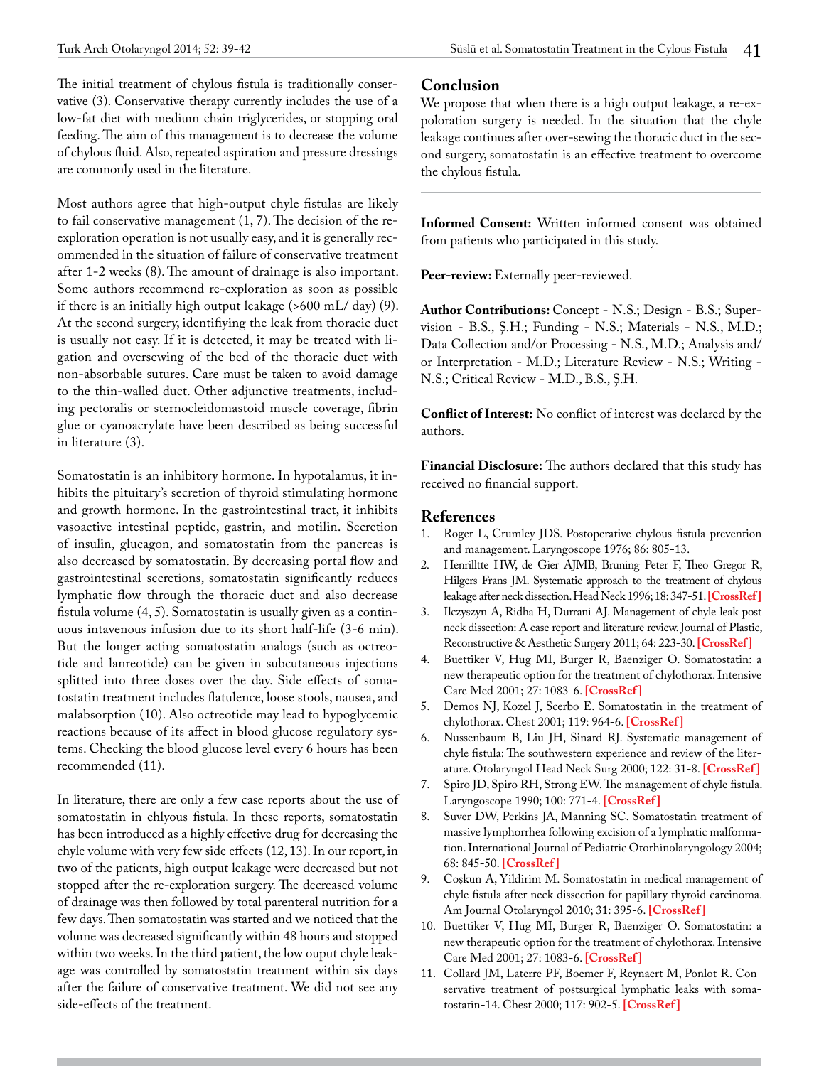The initial treatment of chylous fistula is traditionally conservative (3). Conservative therapy currently includes the use of a low-fat diet with medium chain triglycerides, or stopping oral feeding. The aim of this management is to decrease the volume of chylous fluid. Also, repeated aspiration and pressure dressings are commonly used in the literature.

Most authors agree that high-output chyle fistulas are likely to fail conservative management (1, 7). The decision of the re-exploration operation is not usually easy, and it is generally recommended in the situation of failure of conservative treatment after 1-2 weeks (8). The amount of drainage is also important. Some authors recommend re-exploration as soon as possible if there is an initially high output leakage (>600 mL/ day) (9). At the second surgery, identifying the leak from thoracic duct is usually not easy. If it is detected, it may be treated with ligation and oversewing of the bed of the thoracic duct with non-absorbable sutures. Care must be taken to avoid damage to the thin-walled duct. Other adjunctive treatments, including pectoralis or sternocleidomastoid muscle coverage, fibrin glue or cyanoacrylate have been described as being successful in literature (3).

Somatostatin is an inhibitory hormone. In hypotalamus, it inhibits the pituitary's secretion of thyroid stimulating hormone and growth hormone. In the gastrointestinal tract, it inhibits vasoactive intestinal peptide, gastrin, and motilin. Secretion of insulin, glucagon, and somatostatin from the pancreas is also decreased by somatostatin. By decreasing portal flow and gastrointestinal secretions, somatostatin significantly reduces lymphatic flow through the thoracic duct and also decrease fistula volume (4, 5). Somatostatin is usually given as a continuous intavenous infusion due to its short half-life (3-6 min). But the longer acting somatostatin analogs (such as octreotide and lanreotide) can be given in subcutaneous injections splitted into three doses over the day. Side effects of somatostatin treatment includes flatulence, loose stools, nausea, and malabsorption (10). Also octreotide may lead to hypoglycemic reactions because of its affect in blood glucose regulatory systems. Checking the blood glucose level every 6 hours has been recommended (11).

In literature, there are only a few case reports about the use of somatostatin in chlyous fistula. In these reports, somatostatin has been introduced as a highly effective drug for decreasing the chyle volume with very few side effects (12, 13). In our report, in two of the patients, high output leakage were decreased but not stopped after the re-exploration surgery. The decreased volume of drainage was then followed by total parenteral nutrition for a few days. Then somatostatin was started and we noticed that the volume was decreased significantly within 48 hours and stopped within two weeks. In the third patient, the low ouput chyle leakage was controlled by somatostatin treatment within six days after the failure of conservative treatment. We did not see any side-effects of the treatment.

## Conclusion

We propose that when there is a high output leakage, a re-expoloration surgery is needed. In the situation that the chyle leakage continues after over-sewing the thoracic duct in the second surgery, somatostatin is an effective treatment to overcome the chylous fistula.

---

**Informed Consent:** Written informed consent was obtained from patients who participated in this study.

**Peer-review:** Externally peer-reviewed.

**Author Contributions:** Concept - N.S.; Design - B.S.; Supervision - B.S., Ş.H.; Funding - N.S.; Materials - N.S., M.D.; Data Collection and/or Processing - N.S., M.D.; Analysis and/or Interpretation - M.D.; Literature Review - N.S.; Writing - N.S.; Critical Review - M.D., B.S., Ş.H.

**Conflict of Interest:** No conflict of interest was declared by the authors.

**Financial Disclosure:** The authors declared that this study has received no financial support.

## References

1. Roger L, Crumley JDS. Postoperative chylous fistula prevention and management. Laryngoscope 1976; 86: 805-13.
2. Henrilltte HW, de Gier AJMB, Bruning Peter F, Theo Gregor R, Hilgers Frans JM. Systematic approach to the treatment of chylous leakage after neck dissection. Head Neck 1996; 18: 347-51. **[CrossRef]**
3. Ilczyszyn A, Ridha H, Durrani AJ. Management of chyle leak post neck dissection: A case report and literature review. Journal of Plastic, Reconstructive & Aesthetic Surgery 2011; 64: 223-30. **[CrossRef]**
4. Buettiker V, Hug MI, Burger R, Baenziger O. Somatostatin: a new therapeutic option for the treatment of chylothorax. Intensive Care Med 2001; 27: 1083-6. **[CrossRef]**
5. Demos NJ, Kozel J, Scerbo E. Somatostatin in the treatment of chylothorax. Chest 2001; 119: 964-6. **[CrossRef]**
6. Nussenbaum B, Liu JH, Sinard RJ. Systematic management of chyle fistula: The southwestern experience and review of the literature. Otolaryngol Head Neck Surg 2000; 122: 31-8. **[CrossRef]**
7. Spiro JD, Spiro RH, Strong EW. The management of chyle fistula. Laryngoscope 1990; 100: 771-4. **[CrossRef]**
8. Suver DW, Perkins JA, Manning SC. Somatostatin treatment of massive lymphorrhea following excision of a lymphatic malformation. International Journal of Pediatric Otorhinolaryngology 2004; 68: 845-50. **[CrossRef]**
9. Coşkun A, Yildirim M. Somatostatin in medical management of chyle fistula after neck dissection for papillary thyroid carcinoma. Am Journal Otolaryngol 2010; 31: 395-6. **[CrossRef]**
10. Buettiker V, Hug MI, Burger R, Baenziger O. Somatostatin: a new therapeutic option for the treatment of chylothorax. Intensive Care Med 2001; 27: 1083-6. **[CrossRef]**
11. Collard JM, Laterre PF, Boemer F, Reynaert M, Ponlot R. Conservative treatment of postsurgical lymphatic leaks with somatostatin-14. Chest 2000; 117: 902-5. **[CrossRef]**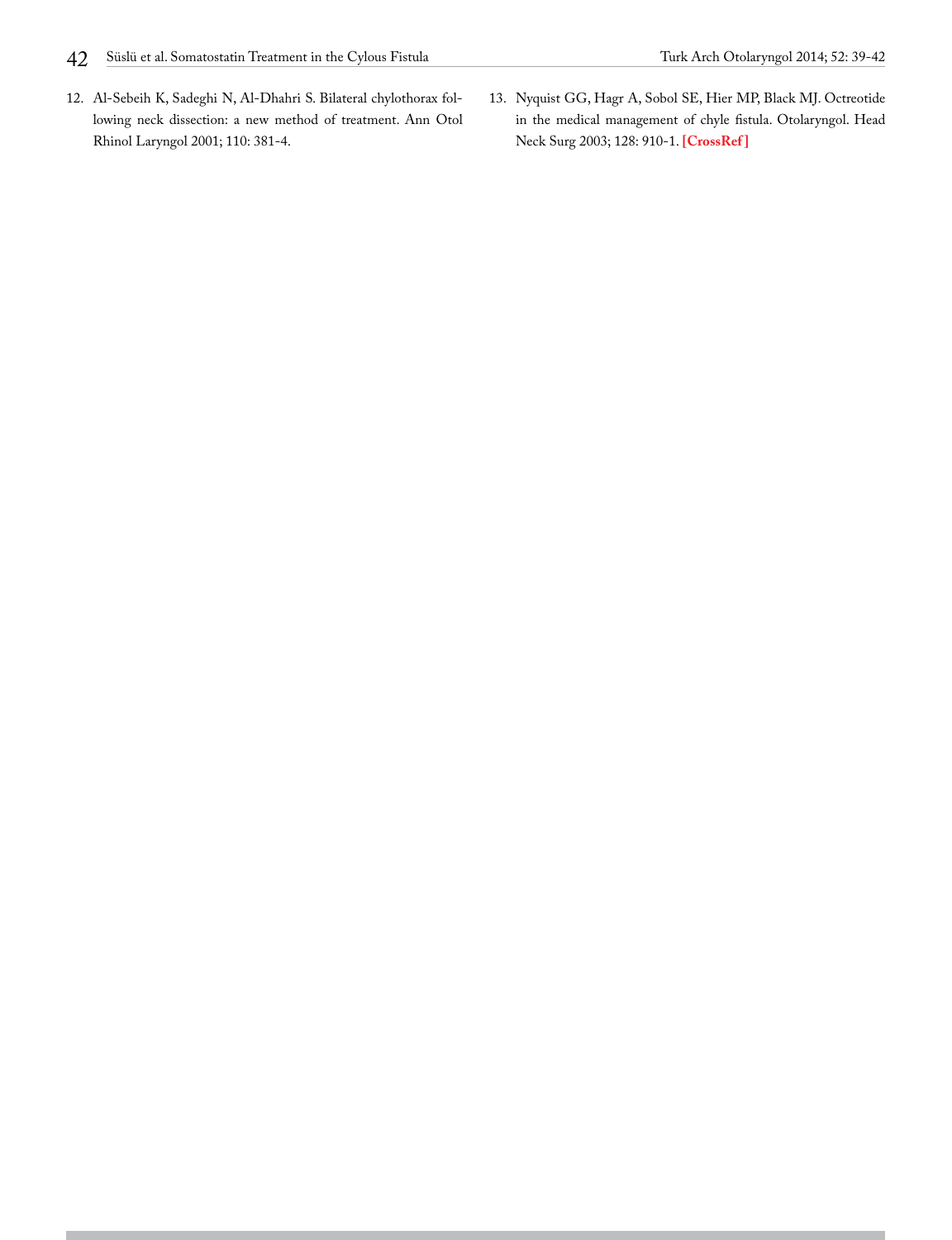12. Al-Sebeih K, Sadeghi N, Al-Dhahri S. Bilateral chylothorax following neck dissection: a new method of treatment. Ann Otol Rhinol Laryngol 2001; 110: 381-4.

13. Nyquist GG, Hagr A, Sobol SE, Hier MP, Black MJ. Octreotide in the medical management of chyle fistula. Otolaryngol. Head Neck Surg 2003; 128: 910-1. **[CrossRef]**